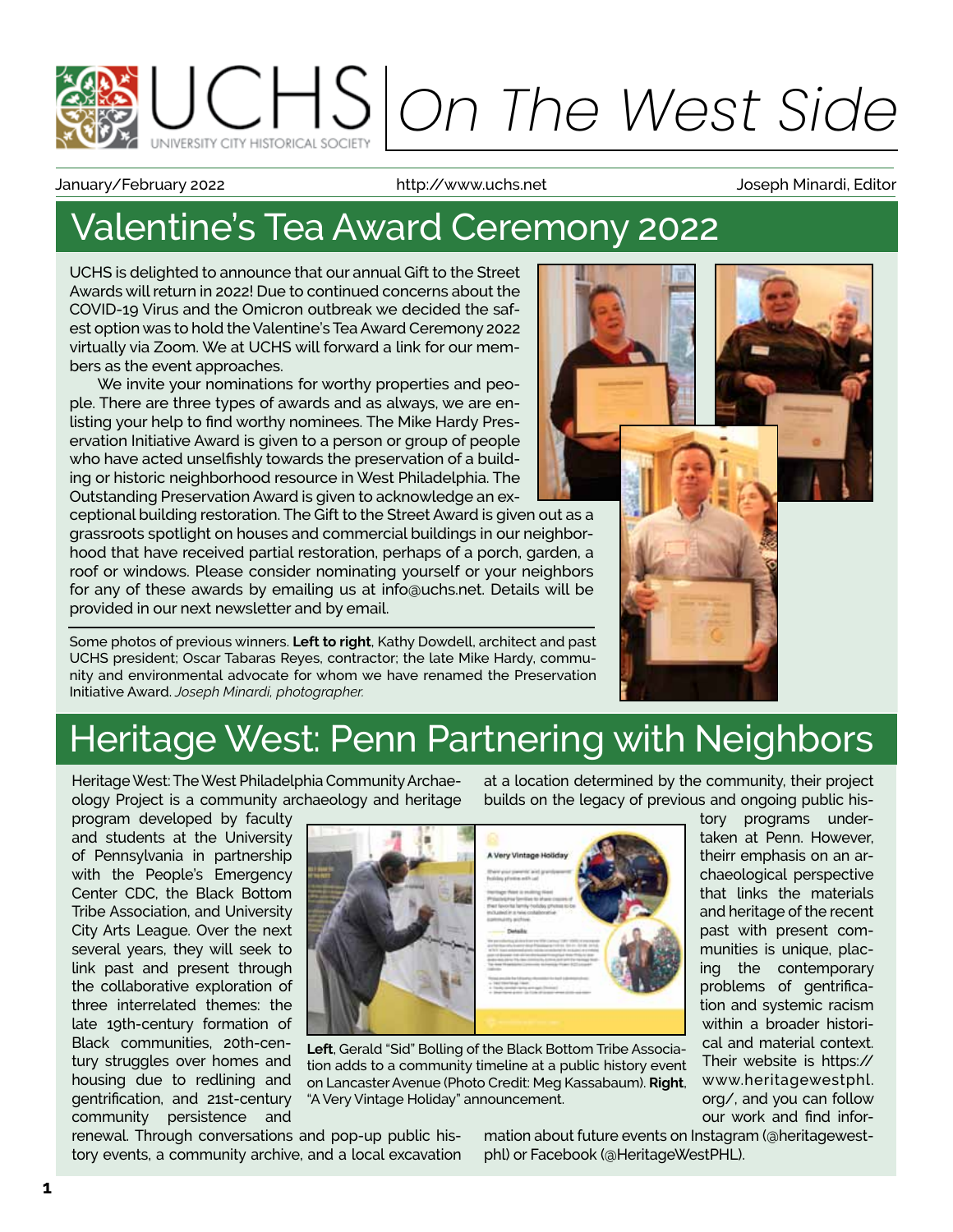# UCHS On The West Side

UNIVERSITY CITY HISTORICAL SOCIETY

January/February 2022 | http://www.uchs.net | Joseph Minardi, Editor

## Valentine's Tea Award Ceremony 2022

UCHS is delighted to announce that our annual Gift to the Street Awards will return in 2022! Due to continued concerns about the COVID-19 Virus and the Omicron outbreak we decided the safest option was to hold the Valentine's Tea Award Ceremony 2022 virtually via Zoom. We at UCHS will forward a link for our members as the event approaches.

We invite your nominations for worthy properties and people. There are three types of awards and as always, we are enlisting your help to find worthy nominees. The Mike Hardy Preservation Initiative Award is given to a person or group of people who have acted unselfishly towards the preservation of a building or historic neighborhood resource in West Philadelphia. The Outstanding Preservation Award is given to acknowledge an exceptional building restoration. The Gift to the Street Award is given out as a grassroots spotlight on houses and commercial buildings in our neighborhood that have received partial restoration, perhaps of a porch, garden, a roof or windows. Please consider nominating yourself or your neighbors for any of these awards by emailing us at info@uchs.net. Details will be provided in our next newsletter and by email.

Some photos of previous winners. **Left to right**, Kathy Dowdell, architect and past UCHS president; Oscar Tabaras Reyes, contractor; the late Mike Hardy, community and environmental advocate for whom we have renamed the Preservation Initiative Award. *Joseph Minardi, photographer.*

## Heritage West: Penn Partnering with Neighbors

Heritage West: The West Philadelphia Community Archaeology Project is a community archaeology and heritage program developed by faculty and students at the University of Pennsylvania in partnership with the People's Emergency Center CDC, the Black Bottom Tribe Association, and University City Arts League. Over the next several years, they will seek to link past and present through the collaborative exploration of three interrelated themes: the late 19th-century formation of Black communities, 20th-century struggles over homes and housing due to redlining and gentrification, and 21st-century community persistence and renewal. Through conversations and pop-up public history events, a community archive, and a local excavation at a location determined by the community, their project builds on the legacy of previous and ongoing public history programs undertaken at Penn. However, theirr emphasis on an archaeological perspective that links the materials and heritage of the recent past with present communities is unique, placing the contemporary problems of gentrification and systemic racism within a broader historical and material context. Their website is https://www.heritagewestphl.org/, and you can follow our work and find information about future events on Instagram (@heritagewestphl) or Facebook (@HeritageWestPHL).

**Left**, Gerald "Sid" Bolling of the Black Bottom Tribe Association adds to a community timeline at a public history event on Lancaster Avenue (Photo Credit: Meg Kassabaum). **Right**, "A Very Vintage Holiday" announcement.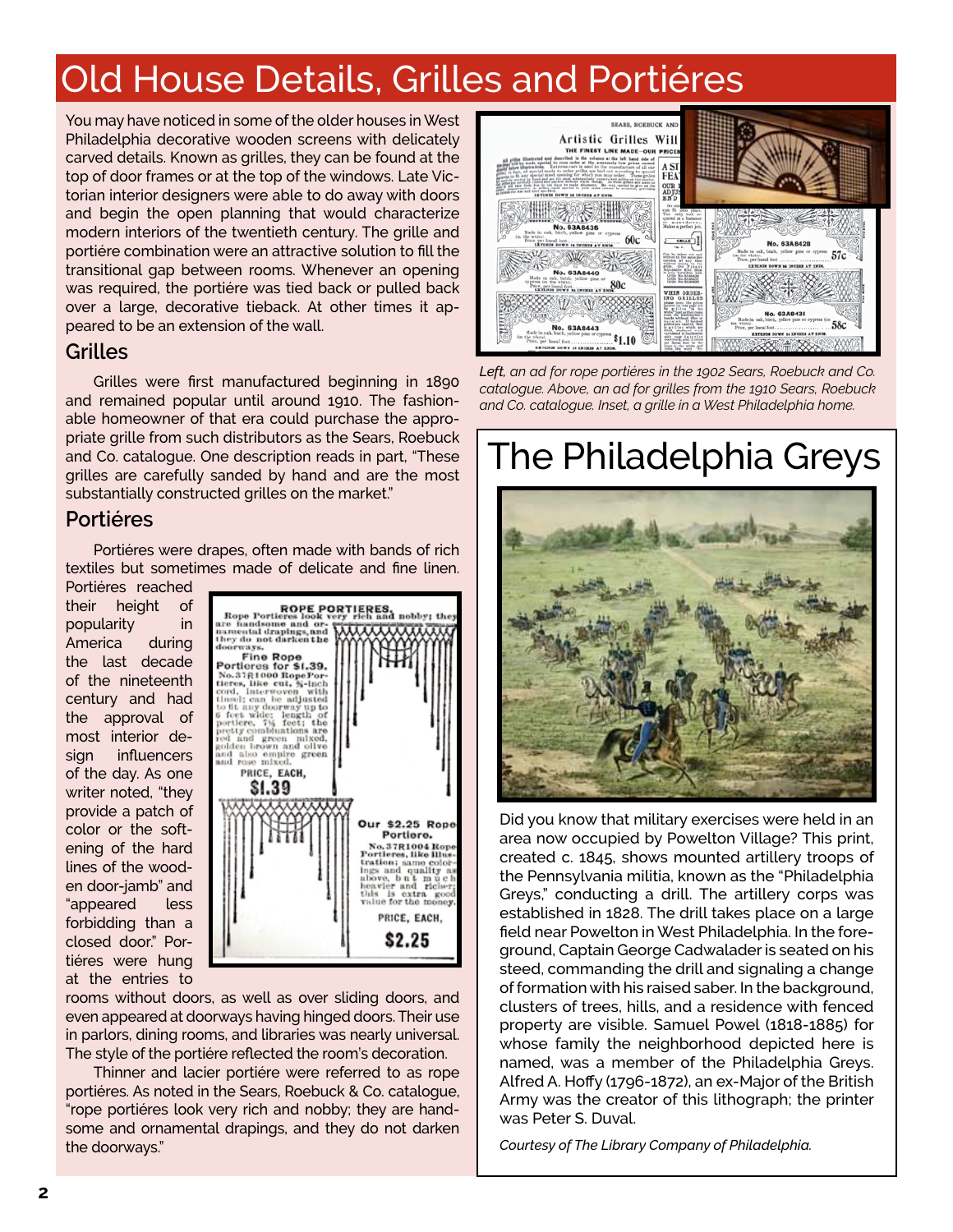# Old House Details, Grilles and Portiéres

You may have noticed in some of the older houses in West Philadelphia decorative wooden screens with delicately carved details. Known as grilles, they can be found at the top of door frames or at the top of the windows. Late Victorian interior designers were able to do away with doors and begin the open planning that would characterize modern interiors of the twentieth century. The grille and portiére combination were an attractive solution to fill the transitional gap between rooms. Whenever an opening was required, the portiére was tied back or pulled back over a large, decorative tieback. At other times it appeared to be an extension of the wall.

## Grilles

Grilles were first manufactured beginning in 1890 and remained popular until around 1910. The fashionable homeowner of that era could purchase the appropriate grille from such distributors as the Sears, Roebuck and Co. catalogue. One description reads in part, "These grilles are carefully sanded by hand and are the most substantially constructed grilles on the market."

## Portiéres

Portiéres were drapes, often made with bands of rich textiles but sometimes made of delicate and fine linen. Portiéres reached their height of popularity in America during the last decade of the nineteenth century and had the approval of most interior design influencers of the day. As one writer noted, "they provide a patch of color or the softening of the hard lines of the wooden door-jamb" and "appeared less forbidding than a closed door." Portiéres were hung at the entries to rooms without doors, as well as over sliding doors, and even appeared at doorways having hinged doors. Their use in parlors, dining rooms, and libraries was nearly universal. The style of the portiére reflected the room's decoration.

Thinner and lacier portiére were referred to as rope portiéres. As noted in the Sears, Roebuck & Co. catalogue, "rope portiéres look very rich and nobby; they are handsome and ornamental drapings, and they do not darken the doorways."

*Left, an ad for rope portiéres in the 1902 Sears, Roebuck and Co. catalogue. Above, an ad for grilles from the 1910 Sears, Roebuck and Co. catalogue. Inset, a grille in a West Philadelphia home.*

# The Philadelphia Greys

Did you know that military exercises were held in an area now occupied by Powelton Village? This print, created c. 1845, shows mounted artillery troops of the Pennsylvania militia, known as the "Philadelphia Greys," conducting a drill. The artillery corps was established in 1828. The drill takes place on a large field near Powelton in West Philadelphia. In the foreground, Captain George Cadwalader is seated on his steed, commanding the drill and signaling a change of formation with his raised saber. In the background, clusters of trees, hills, and a residence with fenced property are visible. Samuel Powel (1818-1885) for whose family the neighborhood depicted here is named, was a member of the Philadelphia Greys. Alfred A. Hoffy (1796-1872), an ex-Major of the British Army was the creator of this lithograph; the printer was Peter S. Duval.

*Courtesy of The Library Company of Philadelphia.*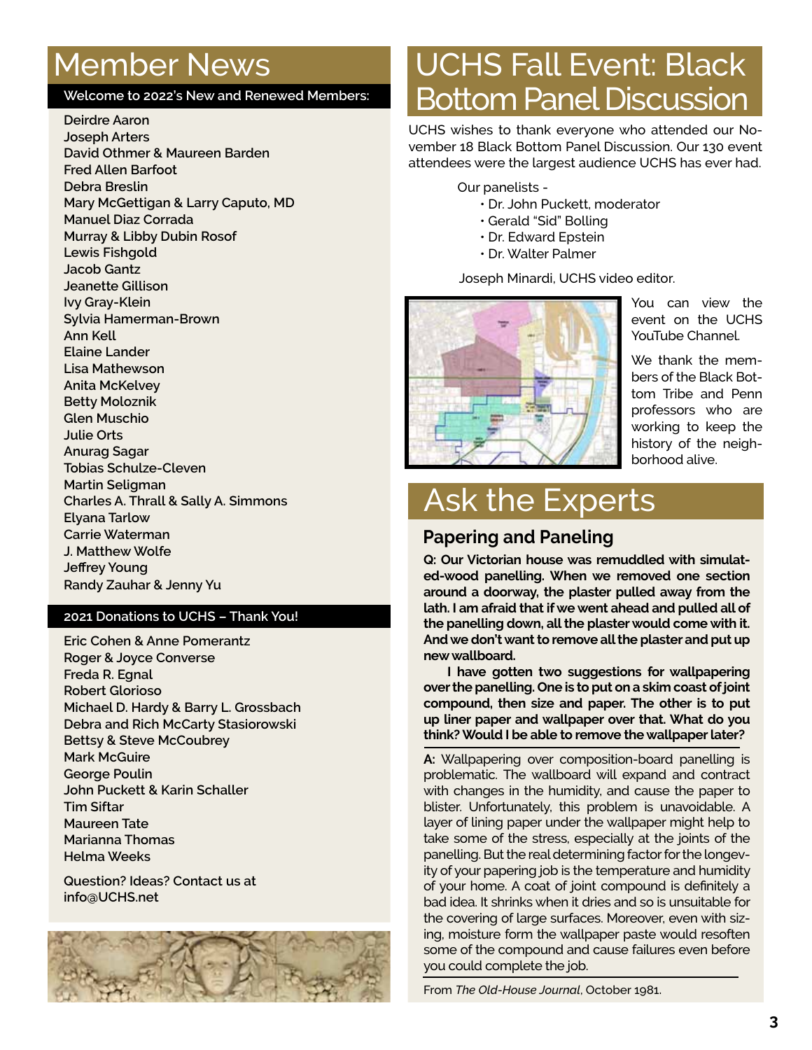# Member News

**Welcome to 2022's New and Renewed Members:**

**Deirdre Aaron**
**Joseph Arters**
**David Othmer & Maureen Barden**
**Fred Allen Barfoot**
**Debra Breslin**
**Mary McGettigan & Larry Caputo, MD**
**Manuel Diaz Corrada**
**Murray & Libby Dubin Rosof**
**Lewis Fishgold**
**Jacob Gantz**
**Jeanette Gillison**
**Ivy Gray-Klein**
**Sylvia Hamerman-Brown**
**Ann Kell**
**Elaine Lander**
**Lisa Mathewson**
**Anita McKelvey**
**Betty Moloznik**
**Glen Muschio**
**Julie Orts**
**Anurag Sagar**
**Tobias Schulze-Cleven**
**Martin Seligman**
**Charles A. Thrall & Sally A. Simmons**
**Elyana Tarlow**
**Carrie Waterman**
**J. Matthew Wolfe**
**Jeffrey Young**
**Randy Zauhar & Jenny Yu**

**2021 Donations to UCHS – Thank You!**

**Eric Cohen & Anne Pomerantz**
**Roger & Joyce Converse**
**Freda R. Egnal**
**Robert Glorioso**
**Michael D. Hardy & Barry L. Grossbach**
**Debra and Rich McCarty Stasiorowski**
**Bettsy & Steve McCoubrey**
**Mark McGuire**
**George Poulin**
**John Puckett & Karin Schaller**
**Tim Siftar**
**Maureen Tate**
**Marianna Thomas**
**Helma Weeks**

**Question? Ideas? Contact us at info@UCHS.net**

# UCHS Fall Event: Black Bottom Panel Discussion

UCHS wishes to thank everyone who attended our November 18 Black Bottom Panel Discussion. Our 130 event attendees were the largest audience UCHS has ever had.

Our panelists -

- Dr. John Puckett, moderator
- Gerald "Sid" Bolling
- Dr. Edward Epstein
- Dr. Walter Palmer

Joseph Minardi, UCHS video editor.

You can view the event on the UCHS YouTube Channel.

We thank the members of the Black Bottom Tribe and Penn professors who are working to keep the history of the neighborhood alive.

# Ask the Experts

## Papering and Paneling

**Q: Our Victorian house was remuddled with simulated-wood panelling. When we removed one section around a doorway, the plaster pulled away from the lath. I am afraid that if we went ahead and pulled all of the panelling down, all the plaster would come with it. And we don't want to remove all the plaster and put up new wallboard.**

**I have gotten two suggestions for wallpapering over the panelling. One is to put on a skim coat of joint compound, then size and paper. The other is to put up liner paper and wallpaper over that. What do you think? Would I be able to remove the wallpaper later?**

**A:** Wallpapering over composition-board panelling is problematic. The wallboard will expand and contract with changes in the humidity, and cause the paper to blister. Unfortunately, this problem is unavoidable. A layer of lining paper under the wallpaper might help to take some of the stress, especially at the joints of the panelling. But the real determining factor for the longevity of your papering job is the temperature and humidity of your home. A coat of joint compound is definitely a bad idea. It shrinks when it dries and so is unsuitable for the covering of large surfaces. Moreover, even with sizing, moisture form the wallpaper paste would resoften some of the compound and cause failures even before you could complete the job.

From *The Old-House Journal*, October 1981.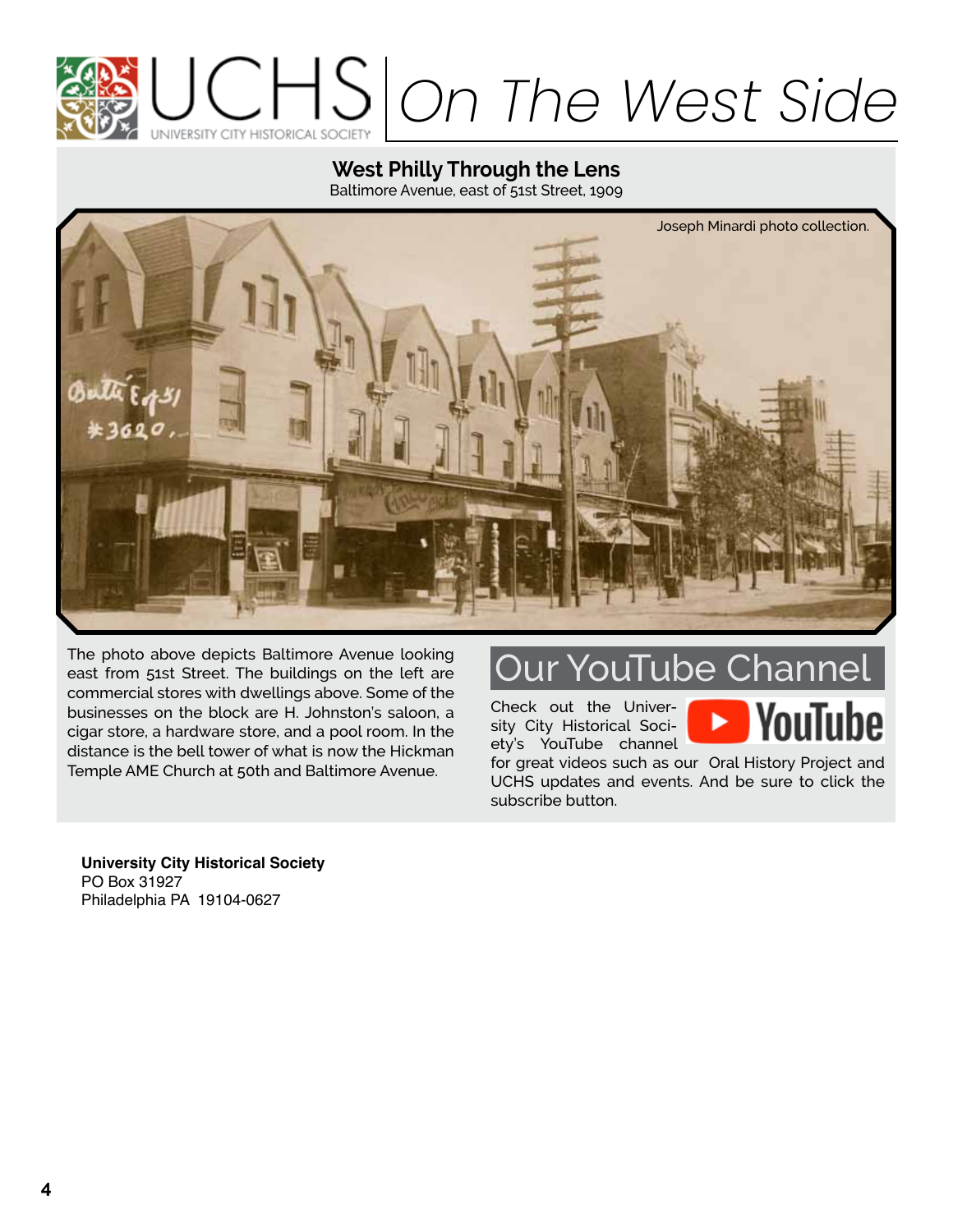# UCHS On The West Side

UNIVERSITY CITY HISTORICAL SOCIETY

## West Philly Through the Lens

Baltimore Avenue, east of 51st Street, 1909

Joseph Minardi photo collection.

The photo above depicts Baltimore Avenue looking east from 51st Street. The buildings on the left are commercial stores with dwellings above. Some of the businesses on the block are H. Johnston's saloon, a cigar store, a hardware store, and a pool room. In the distance is the bell tower of what is now the Hickman Temple AME Church at 50th and Baltimore Avenue.

## Our YouTube Channel

Check out the University City Historical Society's YouTube channel for great videos such as our Oral History Project and UCHS updates and events. And be sure to click the subscribe button.

**University City Historical Society**
PO Box 31927
Philadelphia PA 19104-0627